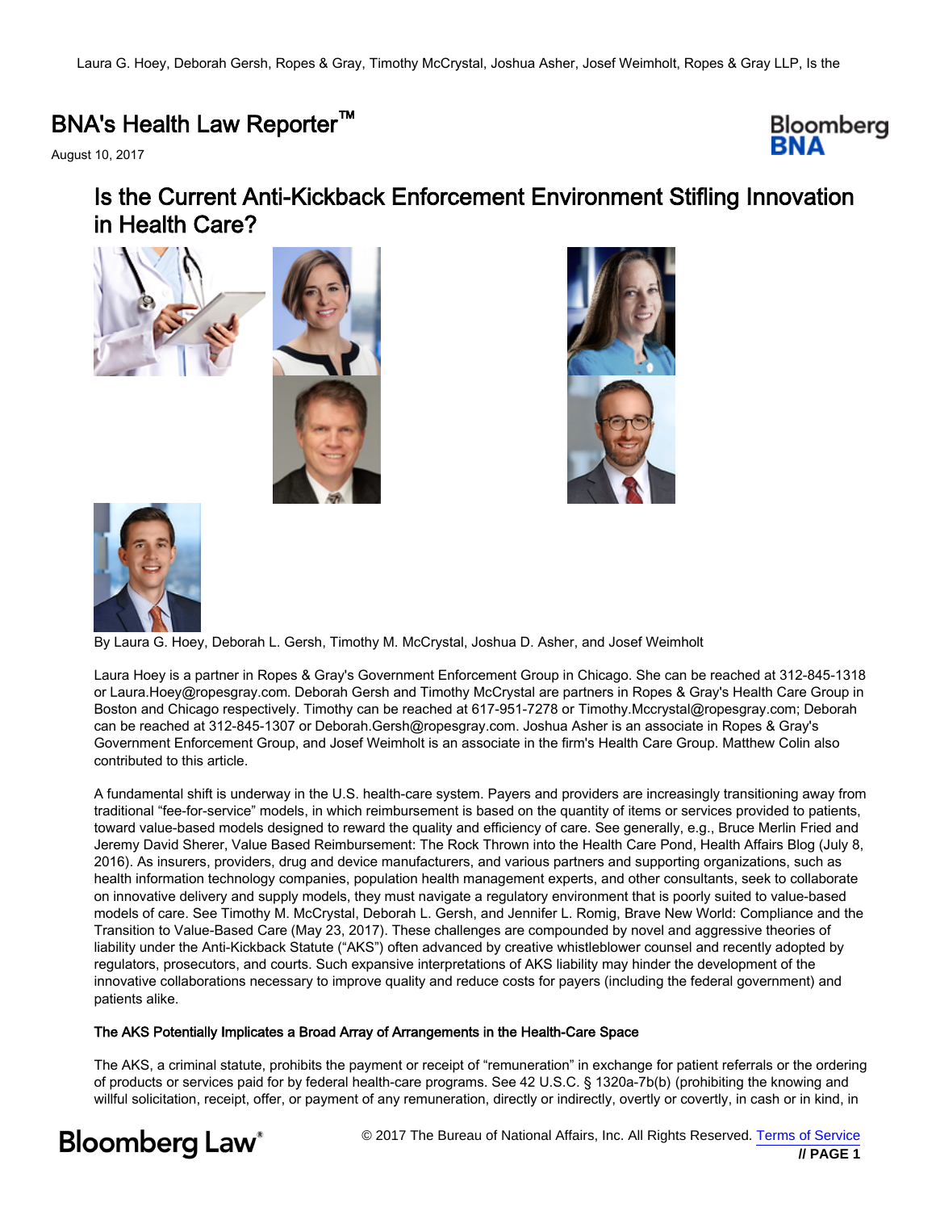BNA's Health Law Reporter™

August 10, 2017

# Is the Current Anti-Kickback Enforcement Environment Stifling Innovation in Health Care?

By Laura G. Hoey, Deborah L. Gersh, Timothy M. McCrystal, Joshua D. Asher, and Josef Weimholt

Laura Hoey is a partner in Ropes & Gray's Government Enforcement Group in Chicago. She can be reached at 312-845-1318 or Laura.Hoey@ropesgray.com. Deborah Gersh and Timothy McCrystal are partners in Ropes & Gray's Health Care Group in Boston and Chicago respectively. Timothy can be reached at 617-951-7278 or Timothy.Mccrystal@ropesgray.com; Deborah can be reached at 312-845-1307 or Deborah.Gersh@ropesgray.com. Joshua Asher is an associate in Ropes & Gray's Government Enforcement Group, and Josef Weimholt is an associate in the firm's Health Care Group. Matthew Colin also contributed to this article.

A fundamental shift is underway in the U.S. health-care system. Payers and providers are increasingly transitioning away from traditional "fee-for-service" models, in which reimbursement is based on the quantity of items or services provided to patients, toward value-based models designed to reward the quality and efficiency of care. See generally, e.g., Bruce Merlin Fried and Jeremy David Sherer, Value Based Reimbursement: The Rock Thrown into the Health Care Pond, Health Affairs Blog (July 8, 2016). As insurers, providers, drug and device manufacturers, and various partners and supporting organizations, such as health information technology companies, population health management experts, and other consultants, seek to collaborate on innovative delivery and supply models, they must navigate a regulatory environment that is poorly suited to value-based models of care. See Timothy M. McCrystal, Deborah L. Gersh, and Jennifer L. Romig, Brave New World: Compliance and the Transition to Value-Based Care (May 23, 2017). These challenges are compounded by novel and aggressive theories of liability under the Anti-Kickback Statute ("AKS") often advanced by creative whistleblower counsel and recently adopted by regulators, prosecutors, and courts. Such expansive interpretations of AKS liability may hinder the development of the innovative collaborations necessary to improve quality and reduce costs for payers (including the federal government) and patients alike.

#### The AKS Potentially Implicates a Broad Array of Arrangements in the Health-Care Space

The AKS, a criminal statute, prohibits the payment or receipt of "remuneration" in exchange for patient referrals or the ordering of products or services paid for by federal health-care programs. See 42 U.S.C. § 1320a-7b(b) (prohibiting the knowing and willful solicitation, receipt, offer, or payment of any remuneration, directly or indirectly, overtly or covertly, in cash or in kind, in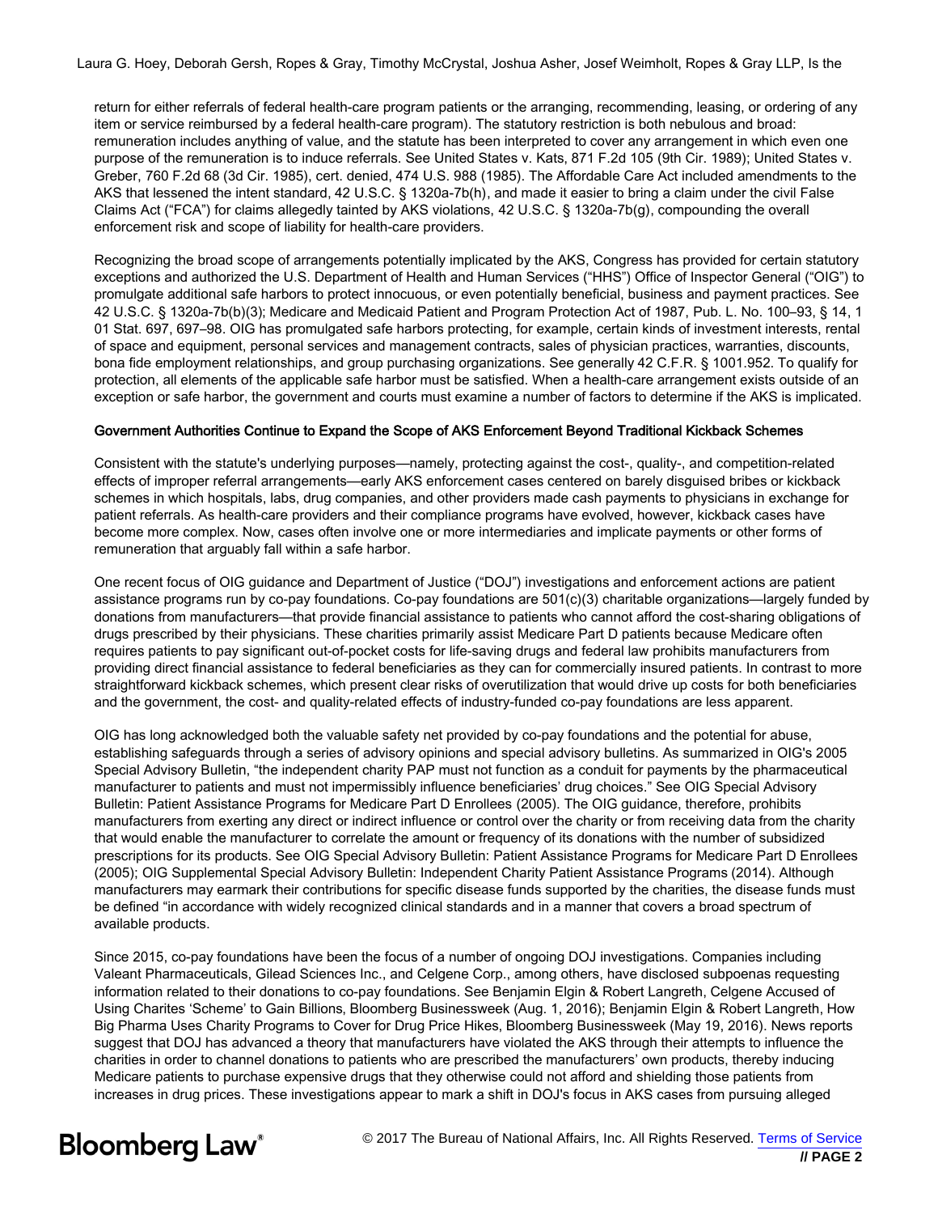return for either referrals of federal health-care program patients or the arranging, recommending, leasing, or ordering of any item or service reimbursed by a federal health-care program). The statutory restriction is both nebulous and broad: remuneration includes anything of value, and the statute has been interpreted to cover any arrangement in which even one purpose of the remuneration is to induce referrals. See United States v. Kats, 871 F.2d 105 (9th Cir. 1989); United States v. Greber, 760 F.2d 68 (3d Cir. 1985), cert. denied, 474 U.S. 988 (1985). The Affordable Care Act included amendments to the AKS that lessened the intent standard, 42 U.S.C. § 1320a-7b(h), and made it easier to bring a claim under the civil False Claims Act ("FCA") for claims allegedly tainted by AKS violations, 42 U.S.C. § 1320a-7b(g), compounding the overall enforcement risk and scope of liability for health-care providers.

Recognizing the broad scope of arrangements potentially implicated by the AKS, Congress has provided for certain statutory exceptions and authorized the U.S. Department of Health and Human Services ("HHS") Office of Inspector General ("OIG") to promulgate additional safe harbors to protect innocuous, or even potentially beneficial, business and payment practices. See 42 U.S.C. § 1320a-7b(b)(3); Medicare and Medicaid Patient and Program Protection Act of 1987, Pub. L. No. 100–93, § 14, 1 01 Stat. 697, 697–98. OIG has promulgated safe harbors protecting, for example, certain kinds of investment interests, rental of space and equipment, personal services and management contracts, sales of physician practices, warranties, discounts, bona fide employment relationships, and group purchasing organizations. See generally 42 C.F.R. § 1001.952. To qualify for protection, all elements of the applicable safe harbor must be satisfied. When a health-care arrangement exists outside of an exception or safe harbor, the government and courts must examine a number of factors to determine if the AKS is implicated.

**Government Authorities Continue to Expand the Scope of AKS Enforcement Beyond Traditional Kickback Schemes**

Consistent with the statute's underlying purposes—namely, protecting against the cost-, quality-, and competition-related effects of improper referral arrangements—early AKS enforcement cases centered on barely disguised bribes or kickback schemes in which hospitals, labs, drug companies, and other providers made cash payments to physicians in exchange for patient referrals. As health-care providers and their compliance programs have evolved, however, kickback cases have become more complex. Now, cases often involve one or more intermediaries and implicate payments or other forms of remuneration that arguably fall within a safe harbor.

One recent focus of OIG guidance and Department of Justice ("DOJ") investigations and enforcement actions are patient assistance programs run by co-pay foundations. Co-pay foundations are 501(c)(3) charitable organizations—largely funded by donations from manufacturers—that provide financial assistance to patients who cannot afford the cost-sharing obligations of drugs prescribed by their physicians. These charities primarily assist Medicare Part D patients because Medicare often requires patients to pay significant out-of-pocket costs for life-saving drugs and federal law prohibits manufacturers from providing direct financial assistance to federal beneficiaries as they can for commercially insured patients. In contrast to more straightforward kickback schemes, which present clear risks of overutilization that would drive up costs for both beneficiaries and the government, the cost- and quality-related effects of industry-funded co-pay foundations are less apparent.

OIG has long acknowledged both the valuable safety net provided by co-pay foundations and the potential for abuse, establishing safeguards through a series of advisory opinions and special advisory bulletins. As summarized in OIG's 2005 Special Advisory Bulletin, "the independent charity PAP must not function as a conduit for payments by the pharmaceutical manufacturer to patients and must not impermissibly influence beneficiaries' drug choices." See OIG Special Advisory Bulletin: Patient Assistance Programs for Medicare Part D Enrollees (2005). The OIG guidance, therefore, prohibits manufacturers from exerting any direct or indirect influence or control over the charity or from receiving data from the charity that would enable the manufacturer to correlate the amount or frequency of its donations with the number of subsidized prescriptions for its products. See OIG Special Advisory Bulletin: Patient Assistance Programs for Medicare Part D Enrollees (2005); OIG Supplemental Special Advisory Bulletin: Independent Charity Patient Assistance Programs (2014). Although manufacturers may earmark their contributions for specific disease funds supported by the charities, the disease funds must be defined "in accordance with widely recognized clinical standards and in a manner that covers a broad spectrum of available products.

Since 2015, co-pay foundations have been the focus of a number of ongoing DOJ investigations. Companies including Valeant Pharmaceuticals, Gilead Sciences Inc., and Celgene Corp., among others, have disclosed subpoenas requesting information related to their donations to co-pay foundations. See Benjamin Elgin & Robert Langreth, Celgene Accused of Using Charites 'Scheme' to Gain Billions, Bloomberg Businessweek (Aug. 1, 2016); Benjamin Elgin & Robert Langreth, How Big Pharma Uses Charity Programs to Cover for Drug Price Hikes, Bloomberg Businessweek (May 19, 2016). News reports suggest that DOJ has advanced a theory that manufacturers have violated the AKS through their attempts to influence the charities in order to channel donations to patients who are prescribed the manufacturers' own products, thereby inducing Medicare patients to purchase expensive drugs that they otherwise could not afford and shielding those patients from increases in drug prices. These investigations appear to mark a shift in DOJ's focus in AKS cases from pursuing alleged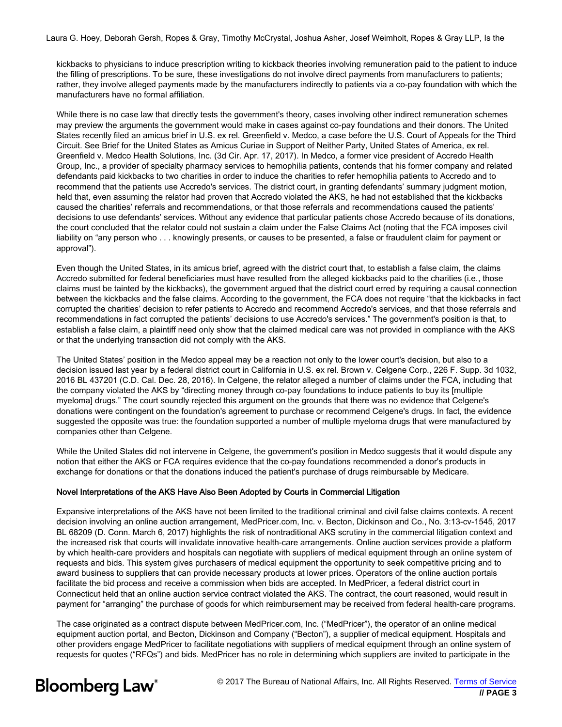kickbacks to physicians to induce prescription writing to kickback theories involving remuneration paid to the patient to induce the filling of prescriptions. To be sure, these investigations do not involve direct payments from manufacturers to patients; rather, they involve alleged payments made by the manufacturers indirectly to patients via a co-pay foundation with which the manufacturers have no formal affiliation.

While there is no case law that directly tests the government's theory, cases involving other indirect remuneration schemes may preview the arguments the government would make in cases against co-pay foundations and their donors. The United States recently filed an amicus brief in U.S. ex rel. Greenfield v. Medco, a case before the U.S. Court of Appeals for the Third Circuit. See Brief for the United States as Amicus Curiae in Support of Neither Party, United States of America, ex rel. Greenfield v. Medco Health Solutions, Inc. (3d Cir. Apr. 17, 2017). In Medco, a former vice president of Accredo Health Group, Inc., a provider of specialty pharmacy services to hemophilia patients, contends that his former company and related defendants paid kickbacks to two charities in order to induce the charities to refer hemophilia patients to Accredo and to recommend that the patients use Accredo's services. The district court, in granting defendants' summary judgment motion, held that, even assuming the relator had proven that Accredo violated the AKS, he had not established that the kickbacks caused the charities' referrals and recommendations, or that those referrals and recommendations caused the patients' decisions to use defendants' services. Without any evidence that particular patients chose Accredo because of its donations, the court concluded that the relator could not sustain a claim under the False Claims Act (noting that the FCA imposes civil liability on "any person who . . . knowingly presents, or causes to be presented, a false or fraudulent claim for payment or approval").

Even though the United States, in its amicus brief, agreed with the district court that, to establish a false claim, the claims Accredo submitted for federal beneficiaries must have resulted from the alleged kickbacks paid to the charities (i.e., those claims must be tainted by the kickbacks), the government argued that the district court erred by requiring a causal connection between the kickbacks and the false claims. According to the government, the FCA does not require "that the kickbacks in fact corrupted the charities' decision to refer patients to Accredo and recommend Accredo's services, and that those referrals and recommendations in fact corrupted the patients' decisions to use Accredo's services." The government's position is that, to establish a false claim, a plaintiff need only show that the claimed medical care was not provided in compliance with the AKS or that the underlying transaction did not comply with the AKS.

The United States' position in the Medco appeal may be a reaction not only to the lower court's decision, but also to a decision issued last year by a federal district court in California in U.S. ex rel. Brown v. Celgene Corp., 226 F. Supp. 3d 1032, 2016 BL 437201 (C.D. Cal. Dec. 28, 2016). In Celgene, the relator alleged a number of claims under the FCA, including that the company violated the AKS by "directing money through co-pay foundations to induce patients to buy its [multiple myeloma] drugs." The court soundly rejected this argument on the grounds that there was no evidence that Celgene's donations were contingent on the foundation's agreement to purchase or recommend Celgene's drugs. In fact, the evidence suggested the opposite was true: the foundation supported a number of multiple myeloma drugs that were manufactured by companies other than Celgene.

While the United States did not intervene in Celgene, the government's position in Medco suggests that it would dispute any notion that either the AKS or FCA requires evidence that the co-pay foundations recommended a donor's products in exchange for donations or that the donations induced the patient's purchase of drugs reimbursable by Medicare.

### Novel Interpretations of the AKS Have Also Been Adopted by Courts in Commercial Litigation

Expansive interpretations of the AKS have not been limited to the traditional criminal and civil false claims contexts. A recent decision involving an online auction arrangement, MedPricer.com, Inc. v. Becton, Dickinson and Co., No. 3:13-cv-1545, 2017 BL 68209 (D. Conn. March 6, 2017) highlights the risk of nontraditional AKS scrutiny in the commercial litigation context and the increased risk that courts will invalidate innovative health-care arrangements. Online auction services provide a platform by which health-care providers and hospitals can negotiate with suppliers of medical equipment through an online system of requests and bids. This system gives purchasers of medical equipment the opportunity to seek competitive pricing and to award business to suppliers that can provide necessary products at lower prices. Operators of the online auction portals facilitate the bid process and receive a commission when bids are accepted. In MedPricer, a federal district court in Connecticut held that an online auction service contract violated the AKS. The contract, the court reasoned, would result in payment for "arranging" the purchase of goods for which reimbursement may be received from federal health-care programs.

The case originated as a contract dispute between MedPricer.com, Inc. ("MedPricer"), the operator of an online medical equipment auction portal, and Becton, Dickinson and Company ("Becton"), a supplier of medical equipment. Hospitals and other providers engage MedPricer to facilitate negotiations with suppliers of medical equipment through an online system of requests for quotes ("RFQs") and bids. MedPricer has no role in determining which suppliers are invited to participate in the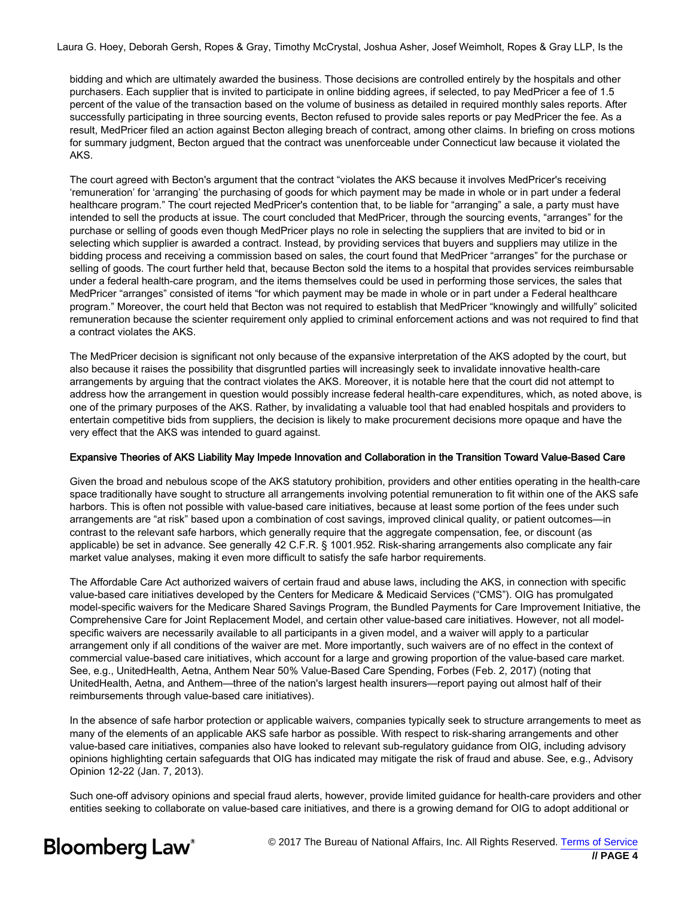bidding and which are ultimately awarded the business. Those decisions are controlled entirely by the hospitals and other purchasers. Each supplier that is invited to participate in online bidding agrees, if selected, to pay MedPricer a fee of 1.5 percent of the value of the transaction based on the volume of business as detailed in required monthly sales reports. After successfully participating in three sourcing events, Becton refused to provide sales reports or pay MedPricer the fee. As a result, MedPricer filed an action against Becton alleging breach of contract, among other claims. In briefing on cross motions for summary judgment, Becton argued that the contract was unenforceable under Connecticut law because it violated the AKS.

The court agreed with Becton's argument that the contract "violates the AKS because it involves MedPricer's receiving 'remuneration' for 'arranging' the purchasing of goods for which payment may be made in whole or in part under a federal healthcare program." The court rejected MedPricer's contention that, to be liable for "arranging" a sale, a party must have intended to sell the products at issue. The court concluded that MedPricer, through the sourcing events, "arranges" for the purchase or selling of goods even though MedPricer plays no role in selecting the suppliers that are invited to bid or in selecting which supplier is awarded a contract. Instead, by providing services that buyers and suppliers may utilize in the bidding process and receiving a commission based on sales, the court found that MedPricer "arranges" for the purchase or selling of goods. The court further held that, because Becton sold the items to a hospital that provides services reimbursable under a federal health-care program, and the items themselves could be used in performing those services, the sales that MedPricer "arranges" consisted of items "for which payment may be made in whole or in part under a Federal healthcare program." Moreover, the court held that Becton was not required to establish that MedPricer "knowingly and willfully" solicited remuneration because the scienter requirement only applied to criminal enforcement actions and was not required to find that a contract violates the AKS.

The MedPricer decision is significant not only because of the expansive interpretation of the AKS adopted by the court, but also because it raises the possibility that disgruntled parties will increasingly seek to invalidate innovative health-care arrangements by arguing that the contract violates the AKS. Moreover, it is notable here that the court did not attempt to address how the arrangement in question would possibly increase federal health-care expenditures, which, as noted above, is one of the primary purposes of the AKS. Rather, by invalidating a valuable tool that had enabled hospitals and providers to entertain competitive bids from suppliers, the decision is likely to make procurement decisions more opaque and have the very effect that the AKS was intended to guard against.

**Expansive Theories of AKS Liability May Impede Innovation and Collaboration in the Transition Toward Value-Based Care**

Given the broad and nebulous scope of the AKS statutory prohibition, providers and other entities operating in the health-care space traditionally have sought to structure all arrangements involving potential remuneration to fit within one of the AKS safe harbors. This is often not possible with value-based care initiatives, because at least some portion of the fees under such arrangements are "at risk" based upon a combination of cost savings, improved clinical quality, or patient outcomes—in contrast to the relevant safe harbors, which generally require that the aggregate compensation, fee, or discount (as applicable) be set in advance. See generally 42 C.F.R. § 1001.952. Risk-sharing arrangements also complicate any fair market value analyses, making it even more difficult to satisfy the safe harbor requirements.

The Affordable Care Act authorized waivers of certain fraud and abuse laws, including the AKS, in connection with specific value-based care initiatives developed by the Centers for Medicare & Medicaid Services ("CMS"). OIG has promulgated model-specific waivers for the Medicare Shared Savings Program, the Bundled Payments for Care Improvement Initiative, the Comprehensive Care for Joint Replacement Model, and certain other value-based care initiatives. However, not all model-specific waivers are necessarily available to all participants in a given model, and a waiver will apply to a particular arrangement only if all conditions of the waiver are met. More importantly, such waivers are of no effect in the context of commercial value-based care initiatives, which account for a large and growing proportion of the value-based care market. See, e.g., UnitedHealth, Aetna, Anthem Near 50% Value-Based Care Spending, Forbes (Feb. 2, 2017) (noting that UnitedHealth, Aetna, and Anthem—three of the nation's largest health insurers—report paying out almost half of their reimbursements through value-based care initiatives).

In the absence of safe harbor protection or applicable waivers, companies typically seek to structure arrangements to meet as many of the elements of an applicable AKS safe harbor as possible. With respect to risk-sharing arrangements and other value-based care initiatives, companies also have looked to relevant sub-regulatory guidance from OIG, including advisory opinions highlighting certain safeguards that OIG has indicated may mitigate the risk of fraud and abuse. See, e.g., Advisory Opinion 12-22 (Jan. 7, 2013).

Such one-off advisory opinions and special fraud alerts, however, provide limited guidance for health-care providers and other entities seeking to collaborate on value-based care initiatives, and there is a growing demand for OIG to adopt additional or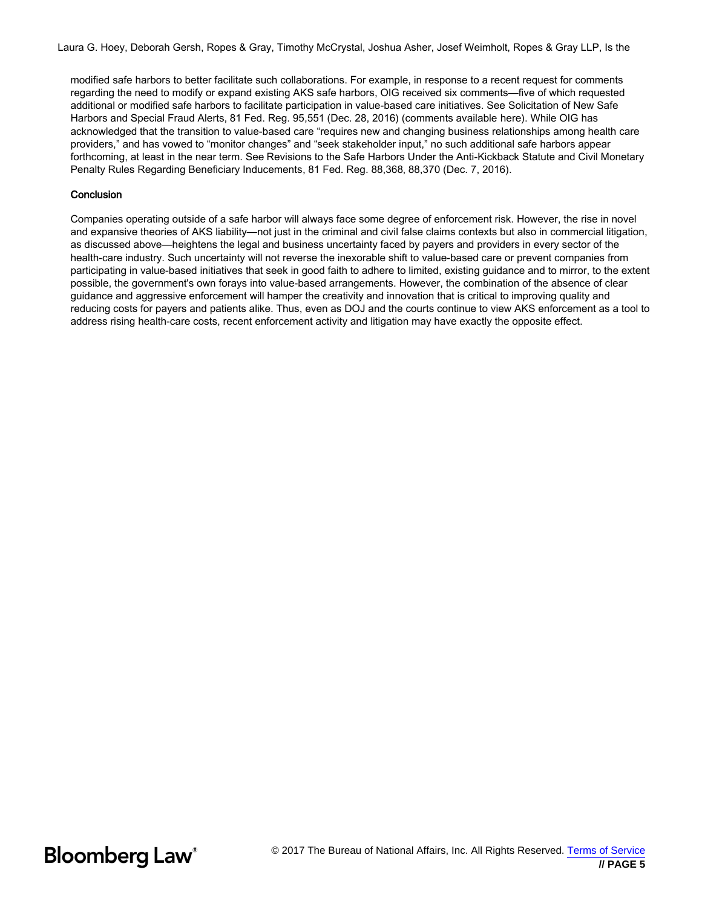modified safe harbors to better facilitate such collaborations. For example, in response to a recent request for comments regarding the need to modify or expand existing AKS safe harbors, OIG received six comments—five of which requested additional or modified safe harbors to facilitate participation in value-based care initiatives. See Solicitation of New Safe Harbors and Special Fraud Alerts, 81 Fed. Reg. 95,551 (Dec. 28, 2016) (comments available here). While OIG has acknowledged that the transition to value-based care "requires new and changing business relationships among health care providers," and has vowed to "monitor changes" and "seek stakeholder input," no such additional safe harbors appear forthcoming, at least in the near term. See Revisions to the Safe Harbors Under the Anti-Kickback Statute and Civil Monetary Penalty Rules Regarding Beneficiary Inducements, 81 Fed. Reg. 88,368, 88,370 (Dec. 7, 2016).

**Conclusion**

Companies operating outside of a safe harbor will always face some degree of enforcement risk. However, the rise in novel and expansive theories of AKS liability—not just in the criminal and civil false claims contexts but also in commercial litigation, as discussed above—heightens the legal and business uncertainty faced by payers and providers in every sector of the health-care industry. Such uncertainty will not reverse the inexorable shift to value-based care or prevent companies from participating in value-based initiatives that seek in good faith to adhere to limited, existing guidance and to mirror, to the extent possible, the government's own forays into value-based arrangements. However, the combination of the absence of clear guidance and aggressive enforcement will hamper the creativity and innovation that is critical to improving quality and reducing costs for payers and patients alike. Thus, even as DOJ and the courts continue to view AKS enforcement as a tool to address rising health-care costs, recent enforcement activity and litigation may have exactly the opposite effect.